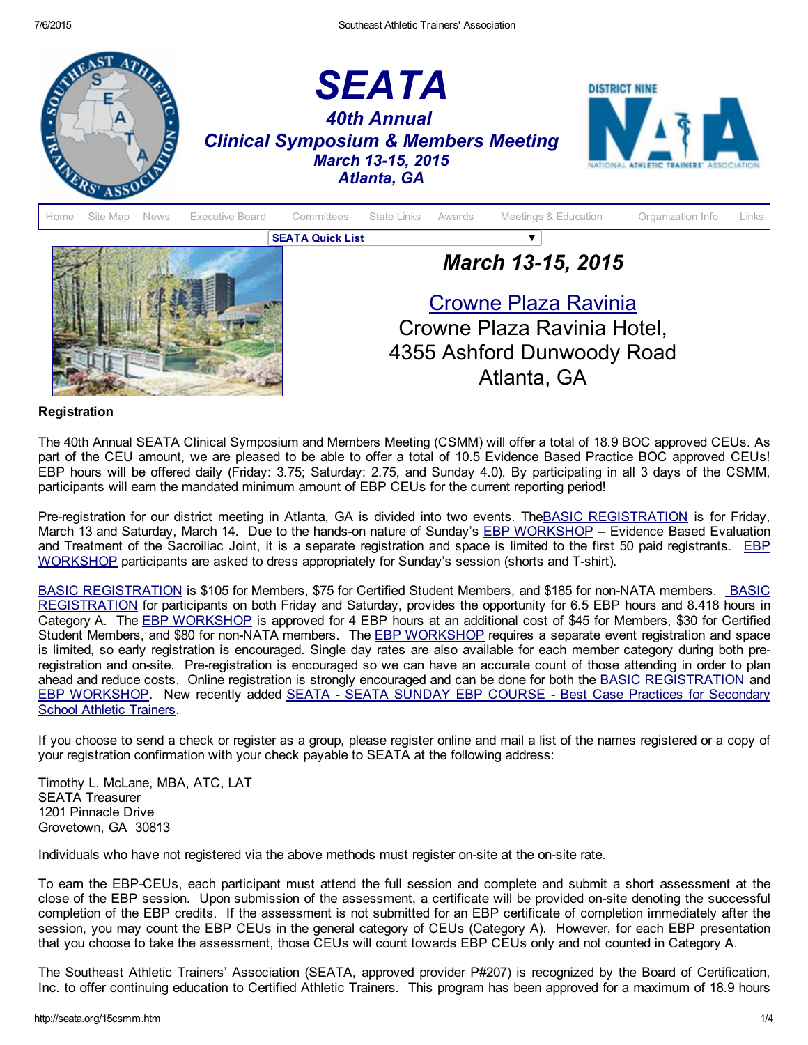# SEATA

## 40th Annual Clinical Symposium & Members Meeting

### March 13-15, 2015
### Atlanta, GA

Home | Site Map | News | Executive Board | Committees | State Links | Awards | Meetings & Education | Organization Info | Links

SEATA Quick List

## March 13-15, 2015

Crowne Plaza Ravinia
Crowne Plaza Ravinia Hotel,
4355 Ashford Dunwoody Road
Atlanta, GA

**Registration**

The 40th Annual SEATA Clinical Symposium and Members Meeting (CSMM) will offer a total of 18.9 BOC approved CEUs. As part of the CEU amount, we are pleased to be able to offer a total of 10.5 Evidence Based Practice BOC approved CEUs! EBP hours will be offered daily (Friday: 3.75; Saturday: 2.75, and Sunday 4.0). By participating in all 3 days of the CSMM, participants will earn the mandated minimum amount of EBP CEUs for the current reporting period!

Pre-registration for our district meeting in Atlanta, GA is divided into two events. TheBASIC REGISTRATION is for Friday, March 13 and Saturday, March 14. Due to the hands-on nature of Sunday's EBP WORKSHOP – Evidence Based Evaluation and Treatment of the Sacroiliac Joint, it is a separate registration and space is limited to the first 50 paid registrants. EBP WORKSHOP participants are asked to dress appropriately for Sunday's session (shorts and T-shirt).

BASIC REGISTRATION is $105 for Members, $75 for Certified Student Members, and $185 for non-NATA members. BASIC REGISTRATION for participants on both Friday and Saturday, provides the opportunity for 6.5 EBP hours and 8.418 hours in Category A. The EBP WORKSHOP is approved for 4 EBP hours at an additional cost of $45 for Members, $30 for Certified Student Members, and $80 for non-NATA members. The EBP WORKSHOP requires a separate event registration and space is limited, so early registration is encouraged. Single day rates are also available for each member category during both pre-registration and on-site. Pre-registration is encouraged so we can have an accurate count of those attending in order to plan ahead and reduce costs. Online registration is strongly encouraged and can be done for both the BASIC REGISTRATION and EBP WORKSHOP. New recently added SEATA - SEATA SUNDAY EBP COURSE - Best Case Practices for Secondary School Athletic Trainers.

If you choose to send a check or register as a group, please register online and mail a list of the names registered or a copy of your registration confirmation with your check payable to SEATA at the following address:

Timothy L. McLane, MBA, ATC, LAT
SEATA Treasurer
1201 Pinnacle Drive
Grovetown, GA 30813

Individuals who have not registered via the above methods must register on-site at the on-site rate.

To earn the EBP-CEUs, each participant must attend the full session and complete and submit a short assessment at the close of the EBP session. Upon submission of the assessment, a certificate will be provided on-site denoting the successful completion of the EBP credits. If the assessment is not submitted for an EBP certificate of completion immediately after the session, you may count the EBP CEUs in the general category of CEUs (Category A). However, for each EBP presentation that you choose to take the assessment, those CEUs will count towards EBP CEUs only and not counted in Category A.

The Southeast Athletic Trainers' Association (SEATA, approved provider P#207) is recognized by the Board of Certification, Inc. to offer continuing education to Certified Athletic Trainers. This program has been approved for a maximum of 18.9 hours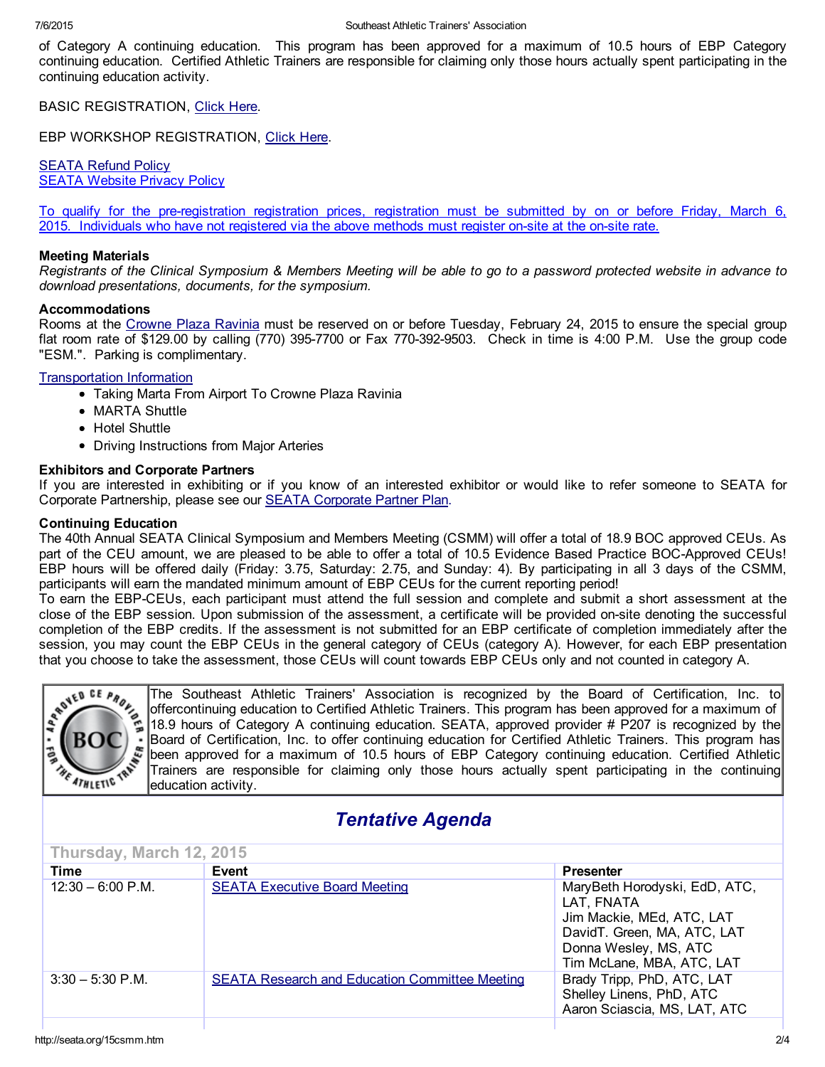of Category A continuing education. This program has been approved for a maximum of 10.5 hours of EBP Category continuing education. Certified Athletic Trainers are responsible for claiming only those hours actually spent participating in the continuing education activity.

BASIC REGISTRATION, Click Here.

EBP WORKSHOP REGISTRATION, Click Here.

SEATA Refund Policy
SEATA Website Privacy Policy

To qualify for the pre-registration registration prices, registration must be submitted by on or before Friday, March 6, 2015. Individuals who have not registered via the above methods must register on-site at the on-site rate.

**Meeting Materials**
*Registrants of the Clinical Symposium & Members Meeting will be able to go to a password protected website in advance to download presentations, documents, for the symposium.*

**Accommodations**
Rooms at the Crowne Plaza Ravinia must be reserved on or before Tuesday, February 24, 2015 to ensure the special group flat room rate of $129.00 by calling (770) 395-7700 or Fax 770-392-9503. Check in time is 4:00 P.M. Use the group code "ESM.". Parking is complimentary.

Transportation Information

- Taking Marta From Airport To Crowne Plaza Ravinia
- MARTA Shuttle
- Hotel Shuttle
- Driving Instructions from Major Arteries

**Exhibitors and Corporate Partners**
If you are interested in exhibiting or if you know of an interested exhibitor or would like to refer someone to SEATA for Corporate Partnership, please see our SEATA Corporate Partner Plan.

**Continuing Education**
The 40th Annual SEATA Clinical Symposium and Members Meeting (CSMM) will offer a total of 18.9 BOC approved CEUs. As part of the CEU amount, we are pleased to be able to offer a total of 10.5 Evidence Based Practice BOC-Approved CEUs! EBP hours will be offered daily (Friday: 3.75, Saturday: 2.75, and Sunday: 4). By participating in all 3 days of the CSMM, participants will earn the mandated minimum amount of EBP CEUs for the current reporting period!
To earn the EBP-CEUs, each participant must attend the full session and complete and submit a short assessment at the close of the EBP session. Upon submission of the assessment, a certificate will be provided on-site denoting the successful completion of the EBP credits. If the assessment is not submitted for an EBP certificate of completion immediately after the session, you may count the EBP CEUs in the general category of CEUs (category A). However, for each EBP presentation that you choose to take the assessment, those CEUs will count towards EBP CEUs only and not counted in category A.

The Southeast Athletic Trainers' Association is recognized by the Board of Certification, Inc. to offercontinuing education to Certified Athletic Trainers. This program has been approved for a maximum of 18.9 hours of Category A continuing education. SEATA, approved provider # P207 is recognized by the Board of Certification, Inc. to offer continuing education for Certified Athletic Trainers. This program has been approved for a maximum of 10.5 hours of EBP Category continuing education. Certified Athletic Trainers are responsible for claiming only those hours actually spent participating in the continuing education activity.

## *Tentative Agenda*

**Thursday, March 12, 2015**

| Time | Event | Presenter |
|---|---|---|
| 12:30 – 6:00 P.M. | SEATA Executive Board Meeting | MaryBeth Horodyski, EdD, ATC, LAT, FNATA<br>Jim Mackie, MEd, ATC, LAT<br>DavidT. Green, MA, ATC, LAT<br>Donna Wesley, MS, ATC<br>Tim McLane, MBA, ATC, LAT |
| 3:30 – 5:30 P.M. | SEATA Research and Education Committee Meeting | Brady Tripp, PhD, ATC, LAT<br>Shelley Linens, PhD, ATC<br>Aaron Sciascia, MS, LAT, ATC |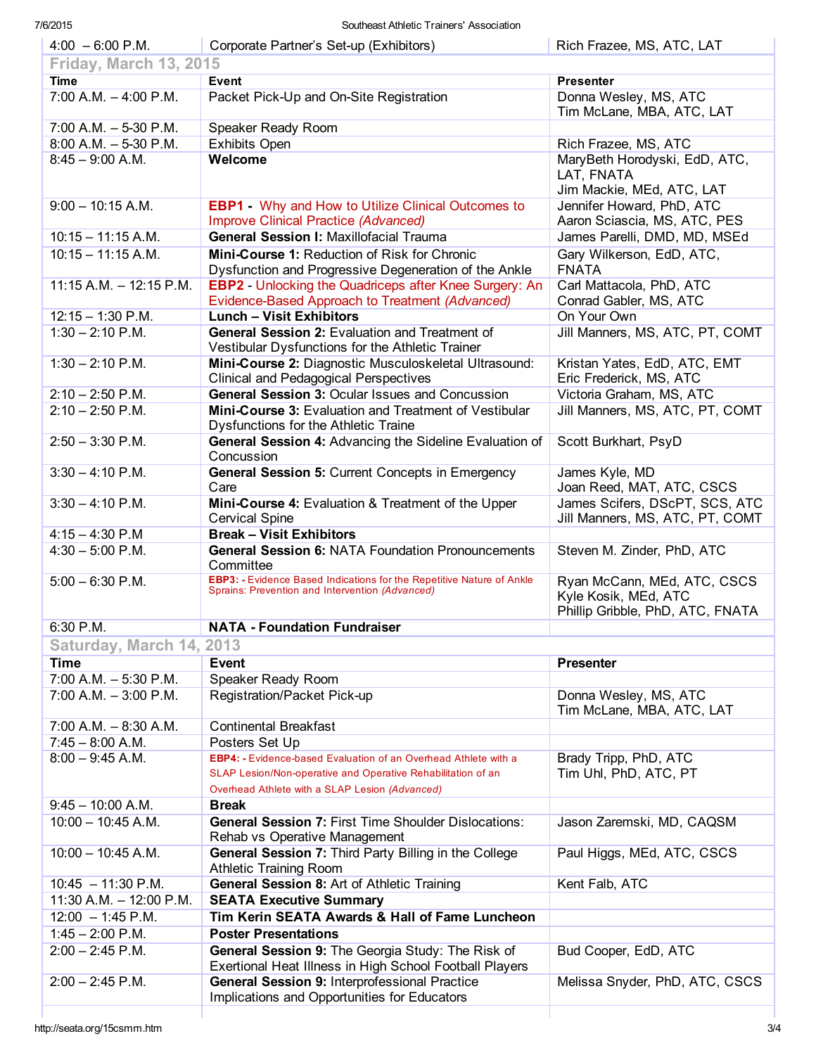| 4:00 – 6:00 P.M. | Corporate Partner's Set-up (Exhibitors) | Rich Frazee, MS, ATC, LAT |
|---|---|---|
| **Friday, March 13, 2015** | | |
| **Time** | **Event** | **Presenter** |
| 7:00 A.M. – 4:00 P.M. | Packet Pick-Up and On-Site Registration | Donna Wesley, MS, ATC<br>Tim McLane, MBA, ATC, LAT |
| 7:00 A.M. – 5-30 P.M. | Speaker Ready Room | |
| 8:00 A.M. – 5-30 P.M. | Exhibits Open | Rich Frazee, MS, ATC |
| 8:45 – 9:00 A.M. | **Welcome** | MaryBeth Horodyski, EdD, ATC, LAT, FNATA<br>Jim Mackie, MEd, ATC, LAT |
| 9:00 – 10:15 A.M. | **EBP1 -** Why and How to Utilize Clinical Outcomes to Improve Clinical Practice *(Advanced)* | Jennifer Howard, PhD, ATC<br>Aaron Sciascia, MS, ATC, PES |
| 10:15 – 11:15 A.M. | **General Session I:** Maxillofacial Trauma | James Parelli, DMD, MD, MSEd |
| 10:15 – 11:15 A.M. | **Mini-Course 1:** Reduction of Risk for Chronic Dysfunction and Progressive Degeneration of the Ankle | Gary Wilkerson, EdD, ATC, FNATA |
| 11:15 A.M. – 12:15 P.M. | **EBP2** - Unlocking the Quadriceps after Knee Surgery: An Evidence-Based Approach to Treatment *(Advanced)* | Carl Mattacola, PhD, ATC<br>Conrad Gabler, MS, ATC |
| 12:15 – 1:30 P.M. | **Lunch – Visit Exhibitors** | On Your Own |
| 1:30 – 2:10 P.M. | **General Session 2:** Evaluation and Treatment of Vestibular Dysfunctions for the Athletic Trainer | Jill Manners, MS, ATC, PT, COMT |
| 1:30 – 2:10 P.M. | **Mini-Course 2:** Diagnostic Musculoskeletal Ultrasound: Clinical and Pedagogical Perspectives | Kristan Yates, EdD, ATC, EMT<br>Eric Frederick, MS, ATC |
| 2:10 – 2:50 P.M. | **General Session 3:** Ocular Issues and Concussion | Victoria Graham, MS, ATC |
| 2:10 – 2:50 P.M. | **Mini-Course 3:** Evaluation and Treatment of Vestibular Dysfunctions for the Athletic Traine | Jill Manners, MS, ATC, PT, COMT |
| 2:50 – 3:30 P.M. | **General Session 4:** Advancing the Sideline Evaluation of Concussion | Scott Burkhart, PsyD |
| 3:30 – 4:10 P.M. | **General Session 5:** Current Concepts in Emergency Care | James Kyle, MD<br>Joan Reed, MAT, ATC, CSCS |
| 3:30 – 4:10 P.M. | **Mini-Course 4:** Evaluation & Treatment of the Upper Cervical Spine | James Scifers, DScPT, SCS, ATC<br>Jill Manners, MS, ATC, PT, COMT |
| 4:15 – 4:30 P.M | **Break – Visit Exhibitors** | |
| 4:30 – 5:00 P.M. | **General Session 6:** NATA Foundation Pronouncements Committee | Steven M. Zinder, PhD, ATC |
| 5:00 – 6:30 P.M. | **EBP3: -** Evidence Based Indications for the Repetitive Nature of Ankle Sprains: Prevention and Intervention *(Advanced)* | Ryan McCann, MEd, ATC, CSCS<br>Kyle Kosik, MEd, ATC<br>Phillip Gribble, PhD, ATC, FNATA |
| 6:30 P.M. | **NATA - Foundation Fundraiser** | |
| **Saturday, March 14, 2013** | | |
| **Time** | **Event** | **Presenter** |
| 7:00 A.M. – 5:30 P.M. | Speaker Ready Room | |
| 7:00 A.M. – 3:00 P.M. | Registration/Packet Pick-up | Donna Wesley, MS, ATC<br>Tim McLane, MBA, ATC, LAT |
| 7:00 A.M. – 8:30 A.M. | Continental Breakfast | |
| 7:45 – 8:00 A.M. | Posters Set Up | |
| 8:00 – 9:45 A.M. | **EBP4: -** Evidence-based Evaluation of an Overhead Athlete with a SLAP Lesion/Non-operative and Operative Rehabilitation of an Overhead Athlete with a SLAP Lesion *(Advanced)* | Brady Tripp, PhD, ATC<br>Tim Uhl, PhD, ATC, PT |
| 9:45 – 10:00 A.M. | **Break** | |
| 10:00 – 10:45 A.M. | **General Session 7:** First Time Shoulder Dislocations: Rehab vs Operative Management | Jason Zaremski, MD, CAQSM |
| 10:00 – 10:45 A.M. | **General Session 7:** Third Party Billing in the College Athletic Training Room | Paul Higgs, MEd, ATC, CSCS |
| 10:45 – 11:30 P.M. | **General Session 8:** Art of Athletic Training | Kent Falb, ATC |
| 11:30 A.M. – 12:00 P.M. | **SEATA Executive Summary** | |
| 12:00 – 1:45 P.M. | **Tim Kerin SEATA Awards & Hall of Fame Luncheon** | |
| 1:45 – 2:00 P.M. | **Poster Presentations** | |
| 2:00 – 2:45 P.M. | **General Session 9:** The Georgia Study: The Risk of Exertional Heat Illness in High School Football Players | Bud Cooper, EdD, ATC |
| 2:00 – 2:45 P.M. | **General Session 9:** Interprofessional Practice Implications and Opportunities for Educators | Melissa Snyder, PhD, ATC, CSCS |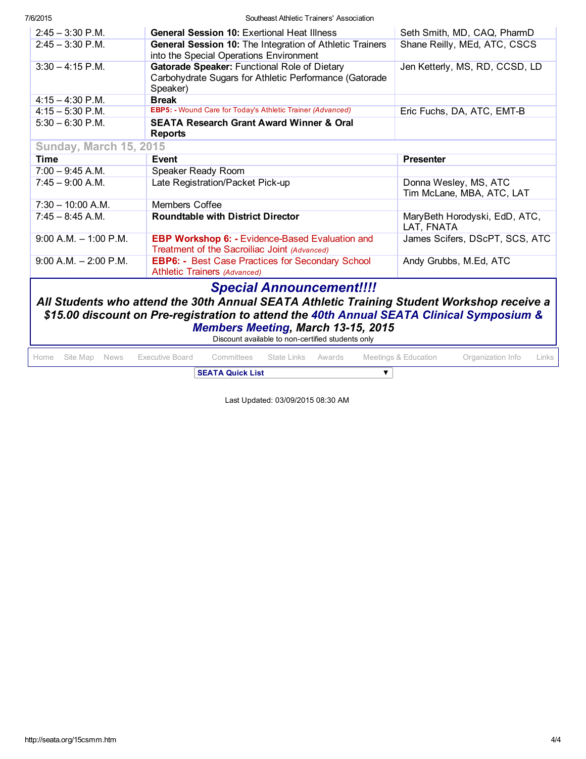| | | |
|---|---|---|
| 2:45 – 3:30 P.M. | **General Session 10:** Exertional Heat Illness | Seth Smith, MD, CAQ, PharmD |
| 2:45 – 3:30 P.M. | **General Session 10:** The Integration of Athletic Trainers into the Special Operations Environment | Shane Reilly, MEd, ATC, CSCS |
| 3:30 – 4:15 P.M. | **Gatorade Speaker:** Functional Role of Dietary Carbohydrate Sugars for Athletic Performance (Gatorade Speaker) | Jen Ketterly, MS, RD, CCSD, LD |
| 4:15 – 4:30 P.M. | **Break** | |
| 4:15 – 5:30 P.M. | **EBP5: -** Wound Care for Today's Athletic Trainer *(Advanced)* | Eric Fuchs, DA, ATC, EMT-B |
| 5:30 – 6:30 P.M. | **SEATA Research Grant Award Winner & Oral Reports** | |

## Sunday, March 15, 2015

| Time | Event | Presenter |
|---|---|---|
| 7:00 – 9:45 A.M. | Speaker Ready Room | |
| 7:45 – 9:00 A.M. | Late Registration/Packet Pick-up | Donna Wesley, MS, ATC<br>Tim McLane, MBA, ATC, LAT |
| 7:30 – 10:00 A.M. | Members Coffee | |
| 7:45 – 8:45 A.M. | **Roundtable with District Director** | MaryBeth Horodyski, EdD, ATC, LAT, FNATA |
| 9:00 A.M. – 1:00 P.M. | **EBP Workshop 6: -** Evidence-Based Evaluation and Treatment of the Sacroiliac Joint *(Advanced)* | James Scifers, DScPT, SCS, ATC |
| 9:00 A.M. – 2:00 P.M. | **EBP6: -** Best Case Practices for Secondary School Athletic Trainers *(Advanced)* | Andy Grubbs, M.Ed, ATC |

## ***Special Announcement!!!!***

***All Students who attend the 30th Annual SEATA Athletic Training Student Workshop receive a $15.00 discount on Pre-registration to attend the 40th Annual SEATA Clinical Symposium & Members Meeting, March 13-15, 2015***

Discount available to non-certified students only

Home | Site Map | News | Executive Board | Committees | State Links | Awards | Meetings & Education | Organization Info | Links

SEATA Quick List

Last Updated: 03/09/2015 08:30 AM